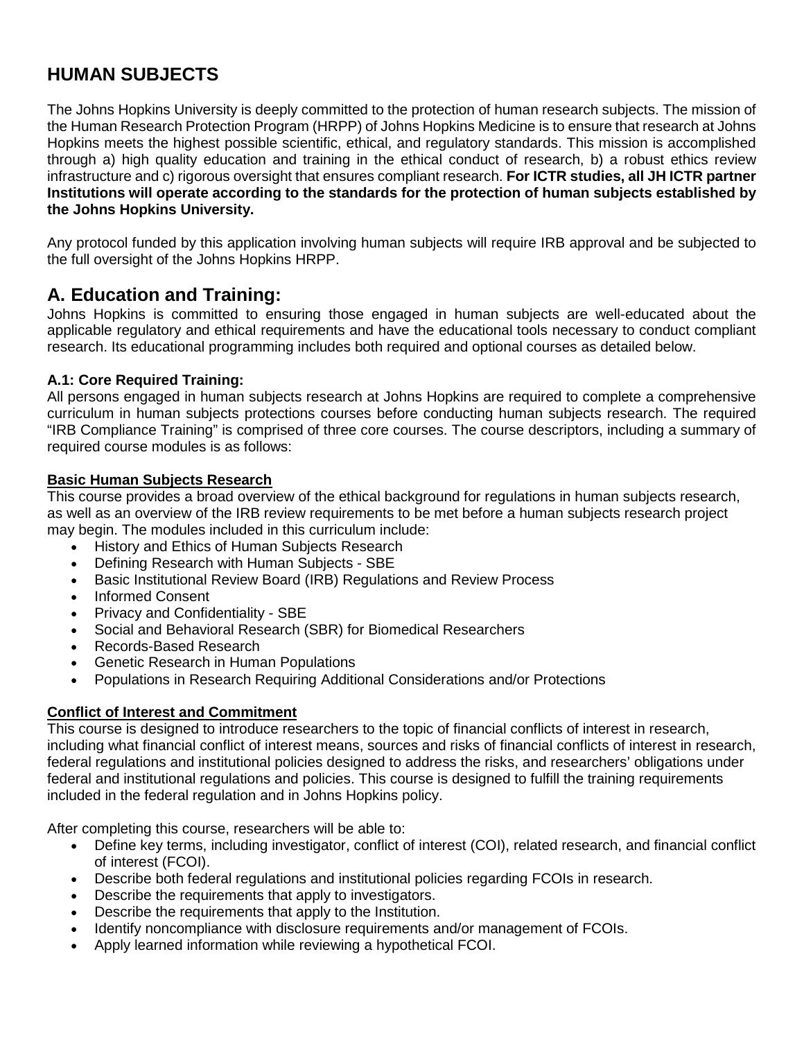# HUMAN SUBJECTS

The Johns Hopkins University is deeply committed to the protection of human research subjects. The mission of the Human Research Protection Program (HRPP) of Johns Hopkins Medicine is to ensure that research at Johns Hopkins meets the highest possible scientific, ethical, and regulatory standards. This mission is accomplished through a) high quality education and training in the ethical conduct of research, b) a robust ethics review infrastructure and c) rigorous oversight that ensures compliant research. **For ICTR studies, all JH ICTR partner Institutions will operate according to the standards for the protection of human subjects established by the Johns Hopkins University.**

Any protocol funded by this application involving human subjects will require IRB approval and be subjected to the full oversight of the Johns Hopkins HRPP.

## A. Education and Training:

Johns Hopkins is committed to ensuring those engaged in human subjects are well-educated about the applicable regulatory and ethical requirements and have the educational tools necessary to conduct compliant research. Its educational programming includes both required and optional courses as detailed below.

### A.1: Core Required Training:

All persons engaged in human subjects research at Johns Hopkins are required to complete a comprehensive curriculum in human subjects protections courses before conducting human subjects research. The required "IRB Compliance Training" is comprised of three core courses. The course descriptors, including a summary of required course modules is as follows:

**Basic Human Subjects Research**

This course provides a broad overview of the ethical background for regulations in human subjects research, as well as an overview of the IRB review requirements to be met before a human subjects research project may begin. The modules included in this curriculum include:

- History and Ethics of Human Subjects Research
- Defining Research with Human Subjects - SBE
- Basic Institutional Review Board (IRB) Regulations and Review Process
- Informed Consent
- Privacy and Confidentiality - SBE
- Social and Behavioral Research (SBR) for Biomedical Researchers
- Records-Based Research
- Genetic Research in Human Populations
- Populations in Research Requiring Additional Considerations and/or Protections

**Conflict of Interest and Commitment**

This course is designed to introduce researchers to the topic of financial conflicts of interest in research, including what financial conflict of interest means, sources and risks of financial conflicts of interest in research, federal regulations and institutional policies designed to address the risks, and researchers' obligations under federal and institutional regulations and policies. This course is designed to fulfill the training requirements included in the federal regulation and in Johns Hopkins policy.

After completing this course, researchers will be able to:

- Define key terms, including investigator, conflict of interest (COI), related research, and financial conflict of interest (FCOI).
- Describe both federal regulations and institutional policies regarding FCOIs in research.
- Describe the requirements that apply to investigators.
- Describe the requirements that apply to the Institution.
- Identify noncompliance with disclosure requirements and/or management of FCOIs.
- Apply learned information while reviewing a hypothetical FCOI.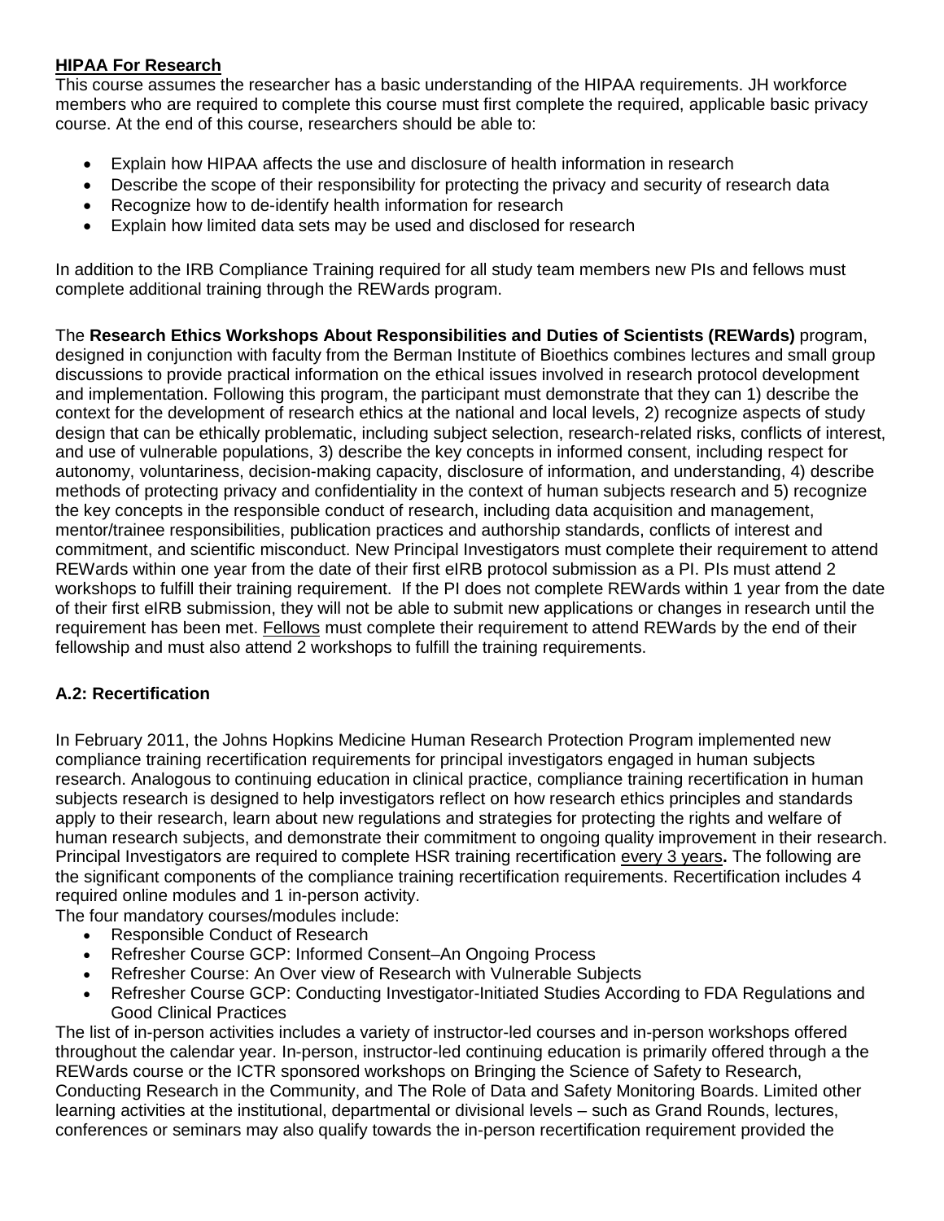**HIPAA For Research**

This course assumes the researcher has a basic understanding of the HIPAA requirements. JH workforce members who are required to complete this course must first complete the required, applicable basic privacy course. At the end of this course, researchers should be able to:

- Explain how HIPAA affects the use and disclosure of health information in research
- Describe the scope of their responsibility for protecting the privacy and security of research data
- Recognize how to de-identify health information for research
- Explain how limited data sets may be used and disclosed for research

In addition to the IRB Compliance Training required for all study team members new PIs and fellows must complete additional training through the REWards program.

The **Research Ethics Workshops About Responsibilities and Duties of Scientists (REWards)** program, designed in conjunction with faculty from the Berman Institute of Bioethics combines lectures and small group discussions to provide practical information on the ethical issues involved in research protocol development and implementation. Following this program, the participant must demonstrate that they can 1) describe the context for the development of research ethics at the national and local levels, 2) recognize aspects of study design that can be ethically problematic, including subject selection, research-related risks, conflicts of interest, and use of vulnerable populations, 3) describe the key concepts in informed consent, including respect for autonomy, voluntariness, decision-making capacity, disclosure of information, and understanding, 4) describe methods of protecting privacy and confidentiality in the context of human subjects research and 5) recognize the key concepts in the responsible conduct of research, including data acquisition and management, mentor/trainee responsibilities, publication practices and authorship standards, conflicts of interest and commitment, and scientific misconduct. New Principal Investigators must complete their requirement to attend REWards within one year from the date of their first eIRB protocol submission as a PI. PIs must attend 2 workshops to fulfill their training requirement. If the PI does not complete REWards within 1 year from the date of their first eIRB submission, they will not be able to submit new applications or changes in research until the requirement has been met. Fellows must complete their requirement to attend REWards by the end of their fellowship and must also attend 2 workshops to fulfill the training requirements.

### A.2: Recertification

In February 2011, the Johns Hopkins Medicine Human Research Protection Program implemented new compliance training recertification requirements for principal investigators engaged in human subjects research. Analogous to continuing education in clinical practice, compliance training recertification in human subjects research is designed to help investigators reflect on how research ethics principles and standards apply to their research, learn about new regulations and strategies for protecting the rights and welfare of human research subjects, and demonstrate their commitment to ongoing quality improvement in their research. Principal Investigators are required to complete HSR training recertification every 3 years**.** The following are the significant components of the compliance training recertification requirements. Recertification includes 4 required online modules and 1 in-person activity.

The four mandatory courses/modules include:

- Responsible Conduct of Research
- Refresher Course GCP: Informed Consent–An Ongoing Process
- Refresher Course: An Over view of Research with Vulnerable Subjects
- Refresher Course GCP: Conducting Investigator-Initiated Studies According to FDA Regulations and Good Clinical Practices

The list of in-person activities includes a variety of instructor-led courses and in-person workshops offered throughout the calendar year. In-person, instructor-led continuing education is primarily offered through a the REWards course or the ICTR sponsored workshops on Bringing the Science of Safety to Research, Conducting Research in the Community, and The Role of Data and Safety Monitoring Boards. Limited other learning activities at the institutional, departmental or divisional levels – such as Grand Rounds, lectures, conferences or seminars may also qualify towards the in-person recertification requirement provided the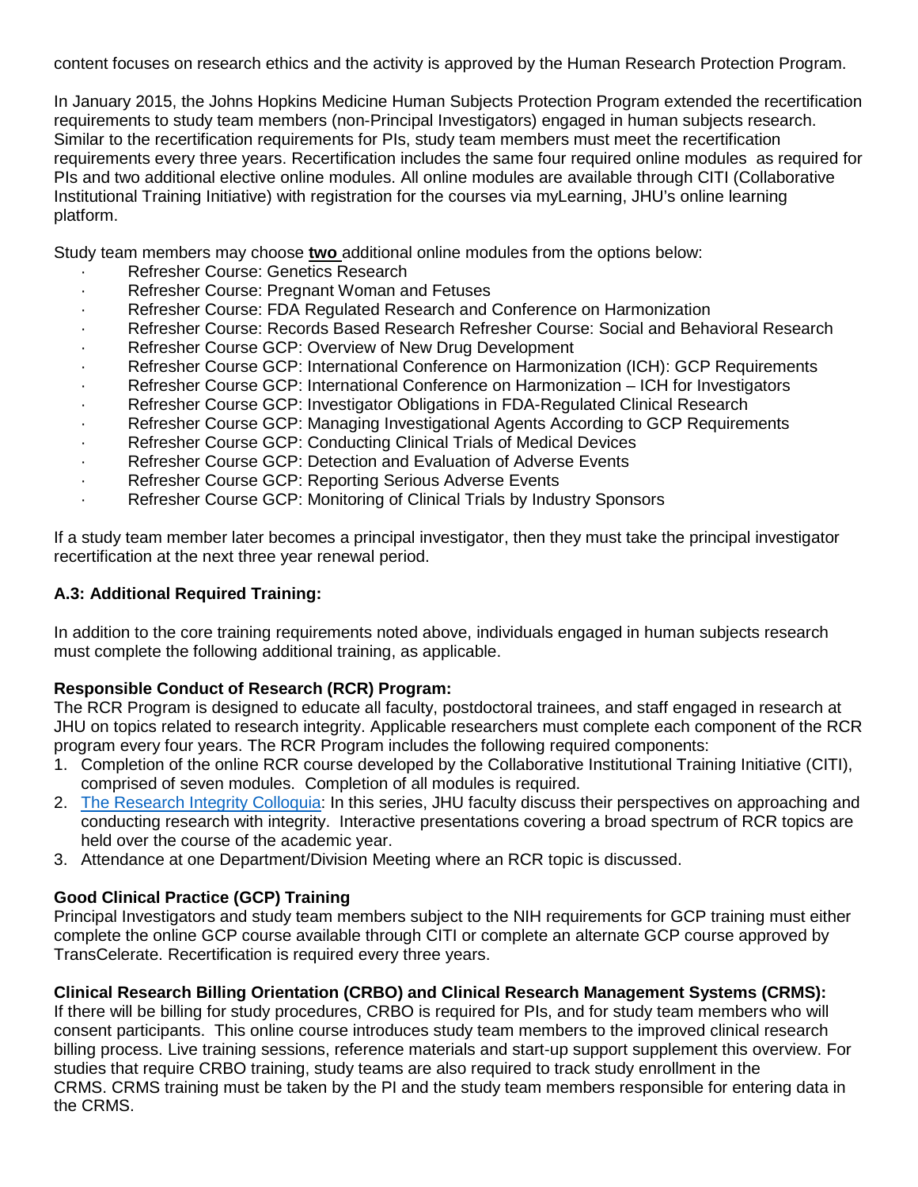content focuses on research ethics and the activity is approved by the Human Research Protection Program.

In January 2015, the Johns Hopkins Medicine Human Subjects Protection Program extended the recertification requirements to study team members (non-Principal Investigators) engaged in human subjects research. Similar to the recertification requirements for PIs, study team members must meet the recertification requirements every three years. Recertification includes the same four required online modules as required for PIs and two additional elective online modules. All online modules are available through CITI (Collaborative Institutional Training Initiative) with registration for the courses via myLearning, JHU's online learning platform.

Study team members may choose **two** additional online modules from the options below:

- Refresher Course: Genetics Research
- Refresher Course: Pregnant Woman and Fetuses
- Refresher Course: FDA Regulated Research and Conference on Harmonization
- Refresher Course: Records Based Research Refresher Course: Social and Behavioral Research
- Refresher Course GCP: Overview of New Drug Development
- Refresher Course GCP: International Conference on Harmonization (ICH): GCP Requirements
- Refresher Course GCP: International Conference on Harmonization – ICH for Investigators
- Refresher Course GCP: Investigator Obligations in FDA-Regulated Clinical Research
- Refresher Course GCP: Managing Investigational Agents According to GCP Requirements
- Refresher Course GCP: Conducting Clinical Trials of Medical Devices
- Refresher Course GCP: Detection and Evaluation of Adverse Events
- Refresher Course GCP: Reporting Serious Adverse Events
- Refresher Course GCP: Monitoring of Clinical Trials by Industry Sponsors

If a study team member later becomes a principal investigator, then they must take the principal investigator recertification at the next three year renewal period.

### A.3: Additional Required Training:

In addition to the core training requirements noted above, individuals engaged in human subjects research must complete the following additional training, as applicable.

**Responsible Conduct of Research (RCR) Program:**
The RCR Program is designed to educate all faculty, postdoctoral trainees, and staff engaged in research at JHU on topics related to research integrity. Applicable researchers must complete each component of the RCR program every four years. The RCR Program includes the following required components:

1. Completion of the online RCR course developed by the Collaborative Institutional Training Initiative (CITI), comprised of seven modules. Completion of all modules is required.
2. The Research Integrity Colloquia: In this series, JHU faculty discuss their perspectives on approaching and conducting research with integrity. Interactive presentations covering a broad spectrum of RCR topics are held over the course of the academic year.
3. Attendance at one Department/Division Meeting where an RCR topic is discussed.

**Good Clinical Practice (GCP) Training**
Principal Investigators and study team members subject to the NIH requirements for GCP training must either complete the online GCP course available through CITI or complete an alternate GCP course approved by TransCelerate. Recertification is required every three years.

**Clinical Research Billing Orientation (CRBO) and Clinical Research Management Systems (CRMS):**
If there will be billing for study procedures, CRBO is required for PIs, and for study team members who will consent participants. This online course introduces study team members to the improved clinical research billing process. Live training sessions, reference materials and start-up support supplement this overview. For studies that require CRBO training, study teams are also required to track study enrollment in the CRMS. CRMS training must be taken by the PI and the study team members responsible for entering data in the CRMS.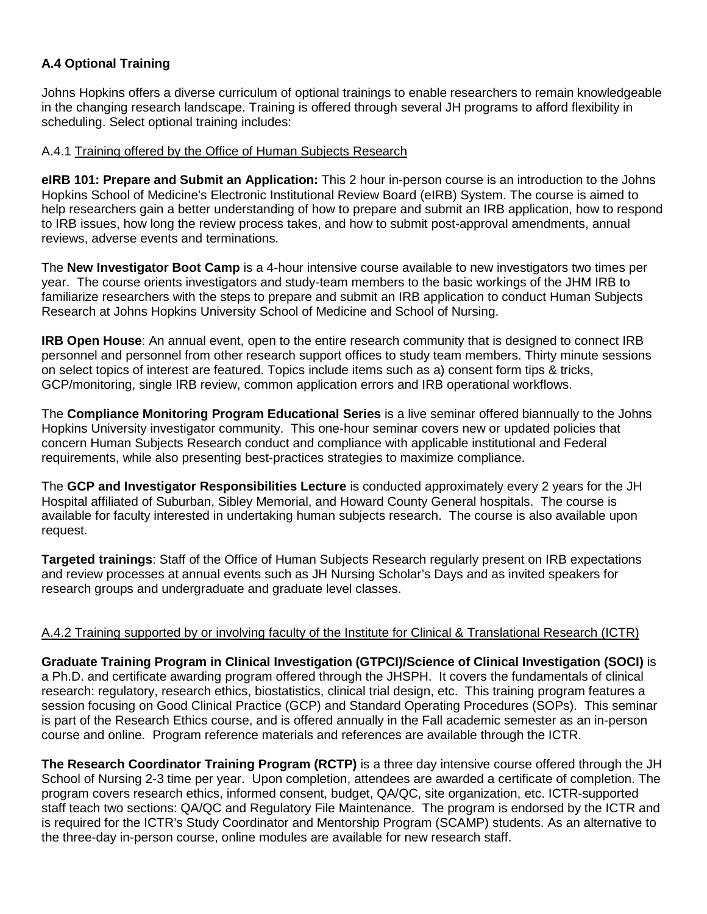### A.4 Optional Training

Johns Hopkins offers a diverse curriculum of optional trainings to enable researchers to remain knowledgeable in the changing research landscape. Training is offered through several JH programs to afford flexibility in scheduling. Select optional training includes:

#### A.4.1 Training offered by the Office of Human Subjects Research

**eIRB 101: Prepare and Submit an Application:** This 2 hour in-person course is an introduction to the Johns Hopkins School of Medicine's Electronic Institutional Review Board (eIRB) System. The course is aimed to help researchers gain a better understanding of how to prepare and submit an IRB application, how to respond to IRB issues, how long the review process takes, and how to submit post-approval amendments, annual reviews, adverse events and terminations.

The **New Investigator Boot Camp** is a 4-hour intensive course available to new investigators two times per year. The course orients investigators and study-team members to the basic workings of the JHM IRB to familiarize researchers with the steps to prepare and submit an IRB application to conduct Human Subjects Research at Johns Hopkins University School of Medicine and School of Nursing.

**IRB Open House**: An annual event, open to the entire research community that is designed to connect IRB personnel and personnel from other research support offices to study team members. Thirty minute sessions on select topics of interest are featured. Topics include items such as a) consent form tips & tricks, GCP/monitoring, single IRB review, common application errors and IRB operational workflows.

The **Compliance Monitoring Program Educational Series** is a live seminar offered biannually to the Johns Hopkins University investigator community. This one-hour seminar covers new or updated policies that concern Human Subjects Research conduct and compliance with applicable institutional and Federal requirements, while also presenting best-practices strategies to maximize compliance.

The **GCP and Investigator Responsibilities Lecture** is conducted approximately every 2 years for the JH Hospital affiliated of Suburban, Sibley Memorial, and Howard County General hospitals. The course is available for faculty interested in undertaking human subjects research. The course is also available upon request.

**Targeted trainings**: Staff of the Office of Human Subjects Research regularly present on IRB expectations and review processes at annual events such as JH Nursing Scholar's Days and as invited speakers for research groups and undergraduate and graduate level classes.

#### A.4.2 Training supported by or involving faculty of the Institute for Clinical & Translational Research (ICTR)

**Graduate Training Program in Clinical Investigation (GTPCI)/Science of Clinical Investigation (SOCI)** is a Ph.D. and certificate awarding program offered through the JHSPH. It covers the fundamentals of clinical research: regulatory, research ethics, biostatistics, clinical trial design, etc. This training program features a session focusing on Good Clinical Practice (GCP) and Standard Operating Procedures (SOPs). This seminar is part of the Research Ethics course, and is offered annually in the Fall academic semester as an in-person course and online. Program reference materials and references are available through the ICTR.

**The Research Coordinator Training Program (RCTP)** is a three day intensive course offered through the JH School of Nursing 2-3 time per year. Upon completion, attendees are awarded a certificate of completion. The program covers research ethics, informed consent, budget, QA/QC, site organization, etc. ICTR-supported staff teach two sections: QA/QC and Regulatory File Maintenance. The program is endorsed by the ICTR and is required for the ICTR's Study Coordinator and Mentorship Program (SCAMP) students. As an alternative to the three-day in-person course, online modules are available for new research staff.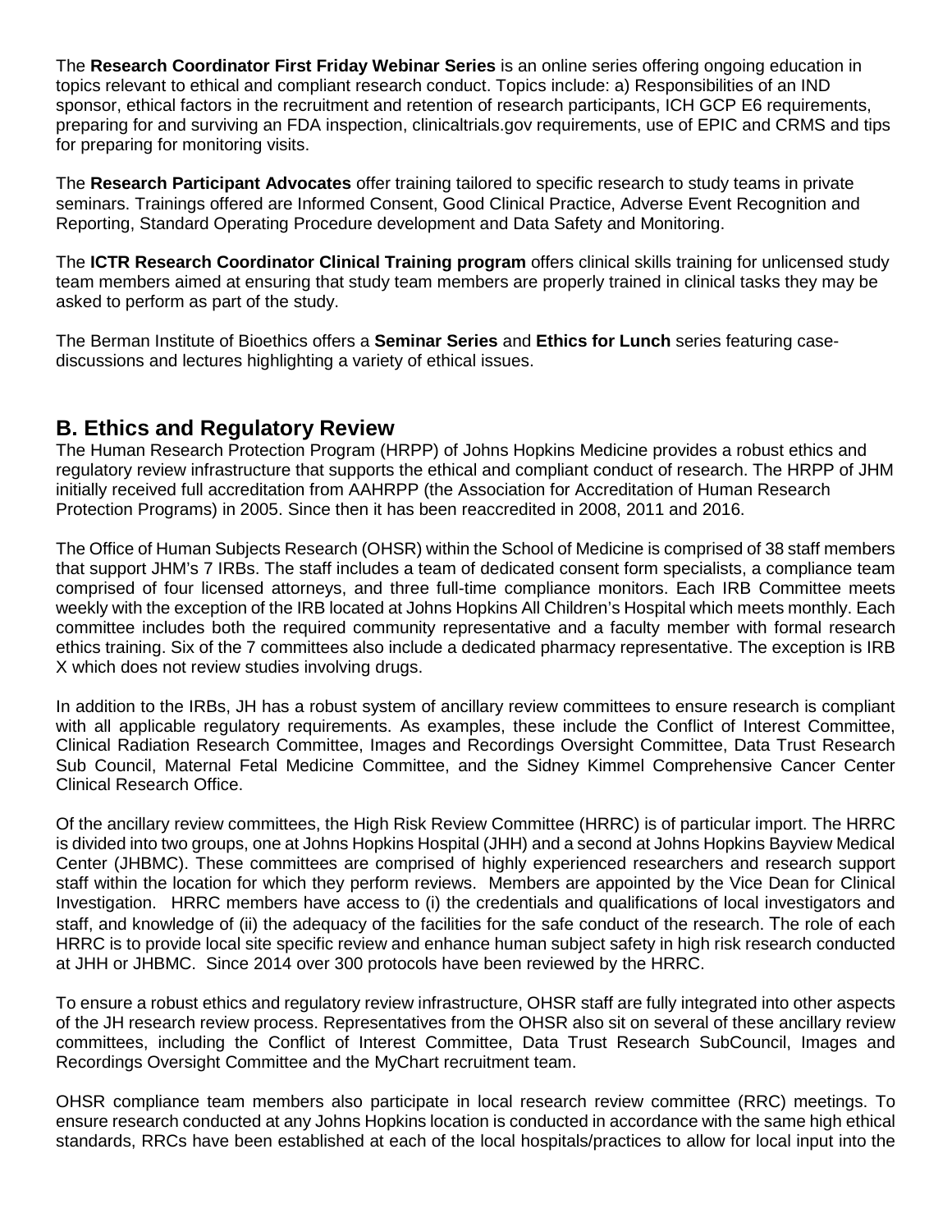The **Research Coordinator First Friday Webinar Series** is an online series offering ongoing education in topics relevant to ethical and compliant research conduct. Topics include: a) Responsibilities of an IND sponsor, ethical factors in the recruitment and retention of research participants, ICH GCP E6 requirements, preparing for and surviving an FDA inspection, clinicaltrials.gov requirements, use of EPIC and CRMS and tips for preparing for monitoring visits.

The **Research Participant Advocates** offer training tailored to specific research to study teams in private seminars. Trainings offered are Informed Consent, Good Clinical Practice, Adverse Event Recognition and Reporting, Standard Operating Procedure development and Data Safety and Monitoring.

The **ICTR Research Coordinator Clinical Training program** offers clinical skills training for unlicensed study team members aimed at ensuring that study team members are properly trained in clinical tasks they may be asked to perform as part of the study.

The Berman Institute of Bioethics offers a **Seminar Series** and **Ethics for Lunch** series featuring case-discussions and lectures highlighting a variety of ethical issues.

## B. Ethics and Regulatory Review

The Human Research Protection Program (HRPP) of Johns Hopkins Medicine provides a robust ethics and regulatory review infrastructure that supports the ethical and compliant conduct of research. The HRPP of JHM initially received full accreditation from AAHRPP (the Association for Accreditation of Human Research Protection Programs) in 2005. Since then it has been reaccredited in 2008, 2011 and 2016.

The Office of Human Subjects Research (OHSR) within the School of Medicine is comprised of 38 staff members that support JHM's 7 IRBs. The staff includes a team of dedicated consent form specialists, a compliance team comprised of four licensed attorneys, and three full-time compliance monitors. Each IRB Committee meets weekly with the exception of the IRB located at Johns Hopkins All Children's Hospital which meets monthly. Each committee includes both the required community representative and a faculty member with formal research ethics training. Six of the 7 committees also include a dedicated pharmacy representative. The exception is IRB X which does not review studies involving drugs.

In addition to the IRBs, JH has a robust system of ancillary review committees to ensure research is compliant with all applicable regulatory requirements. As examples, these include the Conflict of Interest Committee, Clinical Radiation Research Committee, Images and Recordings Oversight Committee, Data Trust Research Sub Council, Maternal Fetal Medicine Committee, and the Sidney Kimmel Comprehensive Cancer Center Clinical Research Office.

Of the ancillary review committees, the High Risk Review Committee (HRRC) is of particular import. The HRRC is divided into two groups, one at Johns Hopkins Hospital (JHH) and a second at Johns Hopkins Bayview Medical Center (JHBMC). These committees are comprised of highly experienced researchers and research support staff within the location for which they perform reviews. Members are appointed by the Vice Dean for Clinical Investigation. HRRC members have access to (i) the credentials and qualifications of local investigators and staff, and knowledge of (ii) the adequacy of the facilities for the safe conduct of the research. The role of each HRRC is to provide local site specific review and enhance human subject safety in high risk research conducted at JHH or JHBMC. Since 2014 over 300 protocols have been reviewed by the HRRC.

To ensure a robust ethics and regulatory review infrastructure, OHSR staff are fully integrated into other aspects of the JH research review process. Representatives from the OHSR also sit on several of these ancillary review committees, including the Conflict of Interest Committee, Data Trust Research SubCouncil, Images and Recordings Oversight Committee and the MyChart recruitment team.

OHSR compliance team members also participate in local research review committee (RRC) meetings. To ensure research conducted at any Johns Hopkins location is conducted in accordance with the same high ethical standards, RRCs have been established at each of the local hospitals/practices to allow for local input into the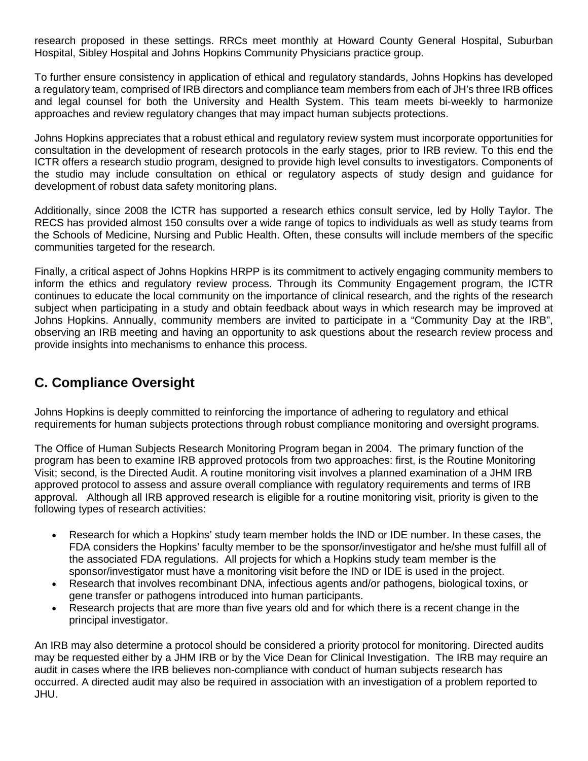research proposed in these settings. RRCs meet monthly at Howard County General Hospital, Suburban Hospital, Sibley Hospital and Johns Hopkins Community Physicians practice group.

To further ensure consistency in application of ethical and regulatory standards, Johns Hopkins has developed a regulatory team, comprised of IRB directors and compliance team members from each of JH's three IRB offices and legal counsel for both the University and Health System. This team meets bi-weekly to harmonize approaches and review regulatory changes that may impact human subjects protections.

Johns Hopkins appreciates that a robust ethical and regulatory review system must incorporate opportunities for consultation in the development of research protocols in the early stages, prior to IRB review. To this end the ICTR offers a research studio program, designed to provide high level consults to investigators. Components of the studio may include consultation on ethical or regulatory aspects of study design and guidance for development of robust data safety monitoring plans.

Additionally, since 2008 the ICTR has supported a research ethics consult service, led by Holly Taylor. The RECS has provided almost 150 consults over a wide range of topics to individuals as well as study teams from the Schools of Medicine, Nursing and Public Health. Often, these consults will include members of the specific communities targeted for the research.

Finally, a critical aspect of Johns Hopkins HRPP is its commitment to actively engaging community members to inform the ethics and regulatory review process. Through its Community Engagement program, the ICTR continues to educate the local community on the importance of clinical research, and the rights of the research subject when participating in a study and obtain feedback about ways in which research may be improved at Johns Hopkins. Annually, community members are invited to participate in a "Community Day at the IRB", observing an IRB meeting and having an opportunity to ask questions about the research review process and provide insights into mechanisms to enhance this process.

## C. Compliance Oversight

Johns Hopkins is deeply committed to reinforcing the importance of adhering to regulatory and ethical requirements for human subjects protections through robust compliance monitoring and oversight programs.

The Office of Human Subjects Research Monitoring Program began in 2004. The primary function of the program has been to examine IRB approved protocols from two approaches: first, is the Routine Monitoring Visit; second, is the Directed Audit. A routine monitoring visit involves a planned examination of a JHM IRB approved protocol to assess and assure overall compliance with regulatory requirements and terms of IRB approval. Although all IRB approved research is eligible for a routine monitoring visit, priority is given to the following types of research activities:

- Research for which a Hopkins' study team member holds the IND or IDE number. In these cases, the FDA considers the Hopkins' faculty member to be the sponsor/investigator and he/she must fulfill all of the associated FDA regulations. All projects for which a Hopkins study team member is the sponsor/investigator must have a monitoring visit before the IND or IDE is used in the project.
- Research that involves recombinant DNA, infectious agents and/or pathogens, biological toxins, or gene transfer or pathogens introduced into human participants.
- Research projects that are more than five years old and for which there is a recent change in the principal investigator.

An IRB may also determine a protocol should be considered a priority protocol for monitoring. Directed audits may be requested either by a JHM IRB or by the Vice Dean for Clinical Investigation. The IRB may require an audit in cases where the IRB believes non-compliance with conduct of human subjects research has occurred. A directed audit may also be required in association with an investigation of a problem reported to JHU.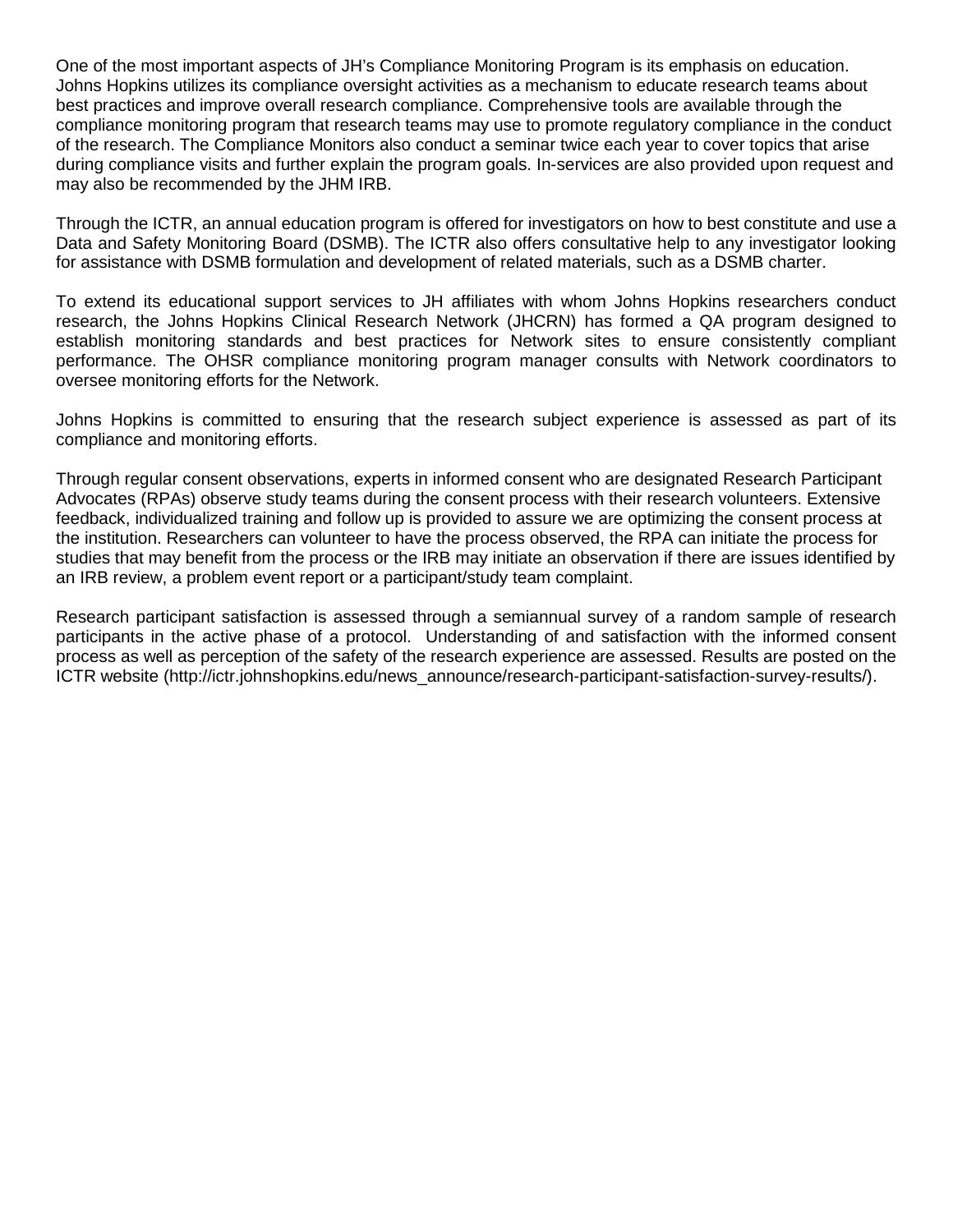One of the most important aspects of JH's Compliance Monitoring Program is its emphasis on education. Johns Hopkins utilizes its compliance oversight activities as a mechanism to educate research teams about best practices and improve overall research compliance. Comprehensive tools are available through the compliance monitoring program that research teams may use to promote regulatory compliance in the conduct of the research. The Compliance Monitors also conduct a seminar twice each year to cover topics that arise during compliance visits and further explain the program goals. In-services are also provided upon request and may also be recommended by the JHM IRB.

Through the ICTR, an annual education program is offered for investigators on how to best constitute and use a Data and Safety Monitoring Board (DSMB). The ICTR also offers consultative help to any investigator looking for assistance with DSMB formulation and development of related materials, such as a DSMB charter.

To extend its educational support services to JH affiliates with whom Johns Hopkins researchers conduct research, the Johns Hopkins Clinical Research Network (JHCRN) has formed a QA program designed to establish monitoring standards and best practices for Network sites to ensure consistently compliant performance. The OHSR compliance monitoring program manager consults with Network coordinators to oversee monitoring efforts for the Network.

Johns Hopkins is committed to ensuring that the research subject experience is assessed as part of its compliance and monitoring efforts.

Through regular consent observations, experts in informed consent who are designated Research Participant Advocates (RPAs) observe study teams during the consent process with their research volunteers. Extensive feedback, individualized training and follow up is provided to assure we are optimizing the consent process at the institution. Researchers can volunteer to have the process observed, the RPA can initiate the process for studies that may benefit from the process or the IRB may initiate an observation if there are issues identified by an IRB review, a problem event report or a participant/study team complaint.

Research participant satisfaction is assessed through a semiannual survey of a random sample of research participants in the active phase of a protocol. Understanding of and satisfaction with the informed consent process as well as perception of the safety of the research experience are assessed. Results are posted on the ICTR website (http://ictr.johnshopkins.edu/news_announce/research-participant-satisfaction-survey-results/).